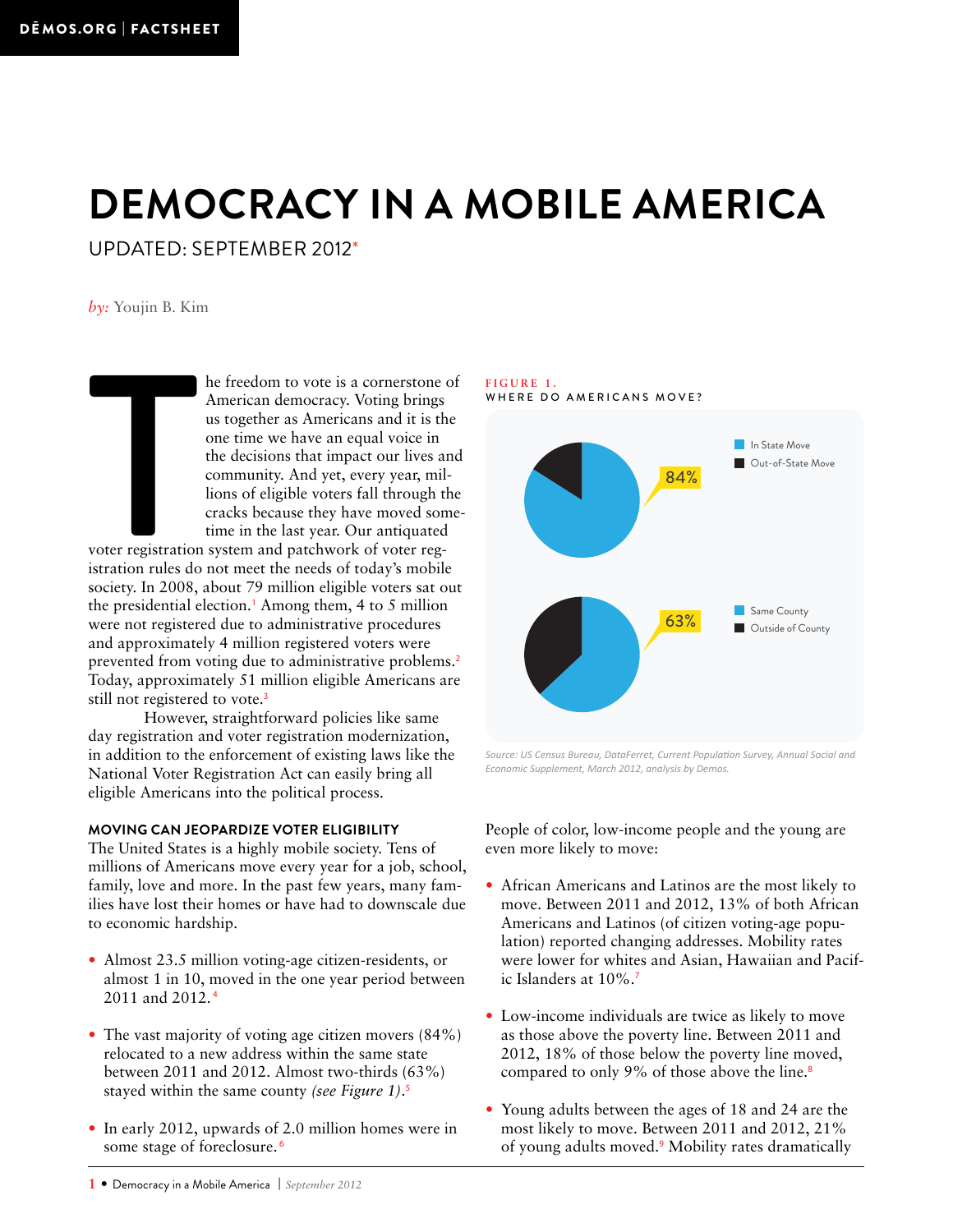DĒMOS.ORG | FACTSHEET

# DEMOCRACY IN A MOBILE AMERICA

UPDATED: SEPTEMBER 2012*

*by:* Youjin B. Kim

The freedom to vote is a cornerstone of American democracy. Voting brings us together as Americans and it is the one time we have an equal voice in the decisions that impact our lives and community. And yet, every year, millions of eligible voters fall through the cracks because they have moved sometime in the last year. Our antiquated voter registration system and patchwork of voter registration rules do not meet the needs of today's mobile society. In 2008, about 79 million eligible voters sat out the presidential election.[1] Among them, 4 to 5 million were not registered due to administrative procedures and approximately 4 million registered voters were prevented from voting due to administrative problems.[2] Today, approximately 51 million eligible Americans are still not registered to vote.[3]

However, straightforward policies like same day registration and voter registration modernization, in addition to the enforcement of existing laws like the National Voter Registration Act can easily bring all eligible Americans into the political process.

**FIGURE 1.**
**WHERE DO AMERICANS MOVE?**

| | Share |
|---|---|
| In State Move | 84% |
| Out-of-State Move | |

| | Share |
|---|---|
| Same County | 63% |
| Outside of County | |

*Source: US Census Bureau, DataFerret, Current Population Survey, Annual Social and Economic Supplement, March 2012, analysis by Demos.*

### MOVING CAN JEOPARDIZE VOTER ELIGIBILITY

The United States is a highly mobile society. Tens of millions of Americans move every year for a job, school, family, love and more. In the past few years, many families have lost their homes or have had to downscale due to economic hardship.

- Almost 23.5 million voting-age citizen-residents, or almost 1 in 10, moved in the one year period between 2011 and 2012.[4]
- The vast majority of voting age citizen movers (84%) relocated to a new address within the same state between 2011 and 2012. Almost two-thirds (63%) stayed within the same county *(see Figure 1)*.[5]
- In early 2012, upwards of 2.0 million homes were in some stage of foreclosure.[6]

People of color, low-income people and the young are even more likely to move:

- African Americans and Latinos are the most likely to move. Between 2011 and 2012, 13% of both African Americans and Latinos (of citizen voting-age population) reported changing addresses. Mobility rates were lower for whites and Asian, Hawaiian and Pacific Islanders at 10%.[7]
- Low-income individuals are twice as likely to move as those above the poverty line. Between 2011 and 2012, 18% of those below the poverty line moved, compared to only 9% of those above the line.[8]
- Young adults between the ages of 18 and 24 are the most likely to move. Between 2011 and 2012, 21% of young adults moved.[9] Mobility rates dramatically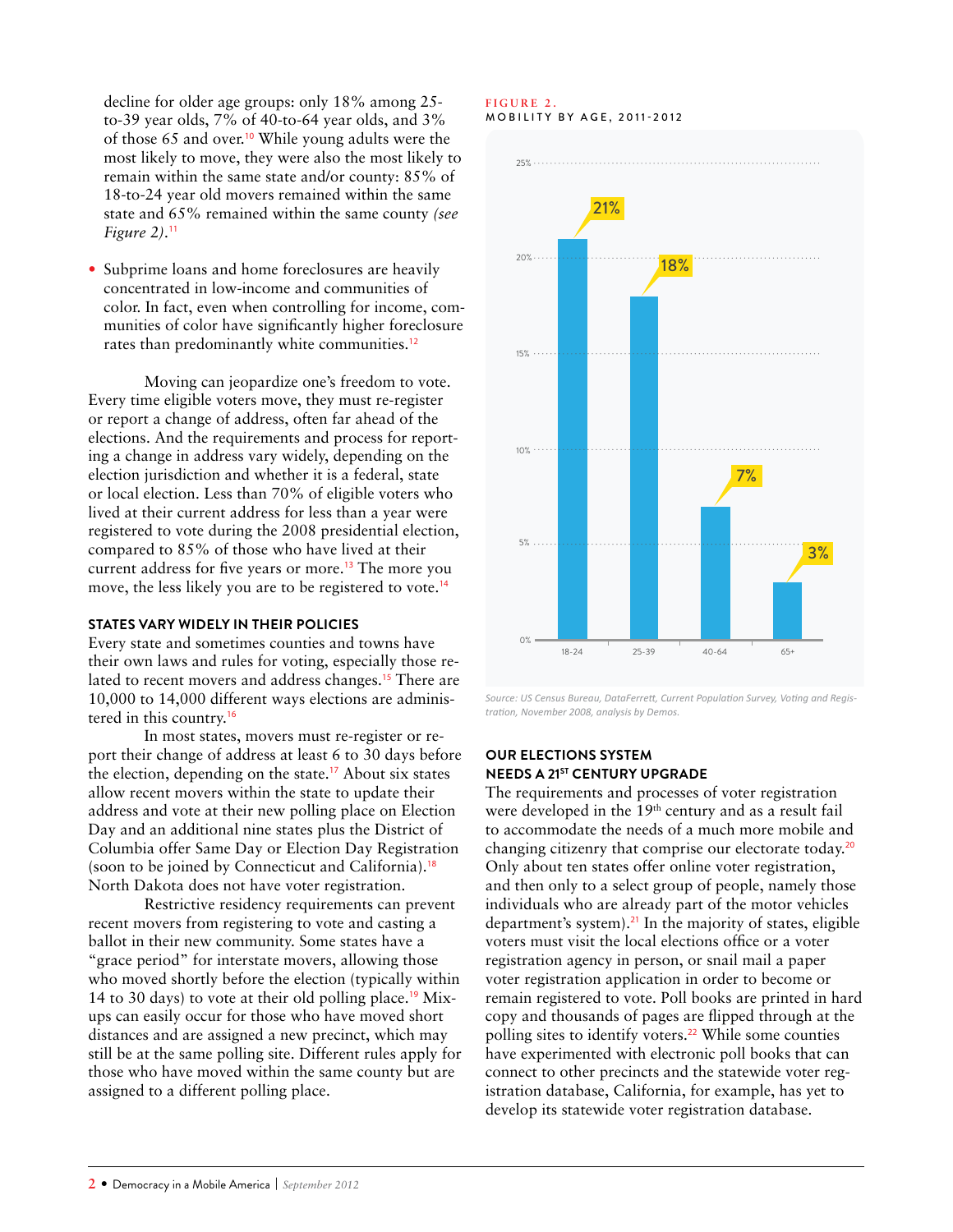decline for older age groups: only 18% among 25-to-39 year olds, 7% of 40-to-64 year olds, and 3% of those 65 and over.[10] While young adults were the most likely to move, they were also the most likely to remain within the same state and/or county: 85% of 18-to-24 year old movers remained within the same state and 65% remained within the same county *(see Figure 2)*.[11]

- Subprime loans and home foreclosures are heavily concentrated in low-income and communities of color. In fact, even when controlling for income, communities of color have significantly higher foreclosure rates than predominantly white communities.[12]

Moving can jeopardize one's freedom to vote. Every time eligible voters move, they must re-register or report a change of address, often far ahead of the elections. And the requirements and process for reporting a change in address vary widely, depending on the election jurisdiction and whether it is a federal, state or local election. Less than 70% of eligible voters who lived at their current address for less than a year were registered to vote during the 2008 presidential election, compared to 85% of those who have lived at their current address for five years or more.[13] The more you move, the less likely you are to be registered to vote.[14]

### STATES VARY WIDELY IN THEIR POLICIES

Every state and sometimes counties and towns have their own laws and rules for voting, especially those related to recent movers and address changes.[15] There are 10,000 to 14,000 different ways elections are administered in this country.[16]

In most states, movers must re-register or report their change of address at least 6 to 30 days before the election, depending on the state.[17] About six states allow recent movers within the state to update their address and vote at their new polling place on Election Day and an additional nine states plus the District of Columbia offer Same Day or Election Day Registration (soon to be joined by Connecticut and California).[18] North Dakota does not have voter registration.

Restrictive residency requirements can prevent recent movers from registering to vote and casting a ballot in their new community. Some states have a "grace period" for interstate movers, allowing those who moved shortly before the election (typically within 14 to 30 days) to vote at their old polling place.[19] Mix-ups can easily occur for those who have moved short distances and are assigned a new precinct, which may still be at the same polling site. Different rules apply for those who have moved within the same county but are assigned to a different polling place.

**FIGURE 2.**
**MOBILITY BY AGE, 2011-2012**

| Age | Mobility |
|---|---|
| 18-24 | 21% |
| 25-39 | 18% |
| 40-64 | 7% |
| 65+ | 3% |

*Source: US Census Bureau, DataFerrett, Current Population Survey, Voting and Registration, November 2008, analysis by Demos.*

### OUR ELECTIONS SYSTEM NEEDS A 21ST CENTURY UPGRADE

The requirements and processes of voter registration were developed in the 19th century and as a result fail to accommodate the needs of a much more mobile and changing citizenry that comprise our electorate today.[20] Only about ten states offer online voter registration, and then only to a select group of people, namely those individuals who are already part of the motor vehicles department's system).[21] In the majority of states, eligible voters must visit the local elections office or a voter registration agency in person, or snail mail a paper voter registration application in order to become or remain registered to vote. Poll books are printed in hard copy and thousands of pages are flipped through at the polling sites to identify voters.[22] While some counties have experimented with electronic poll books that can connect to other precincts and the statewide voter registration database, California, for example, has yet to develop its statewide voter registration database.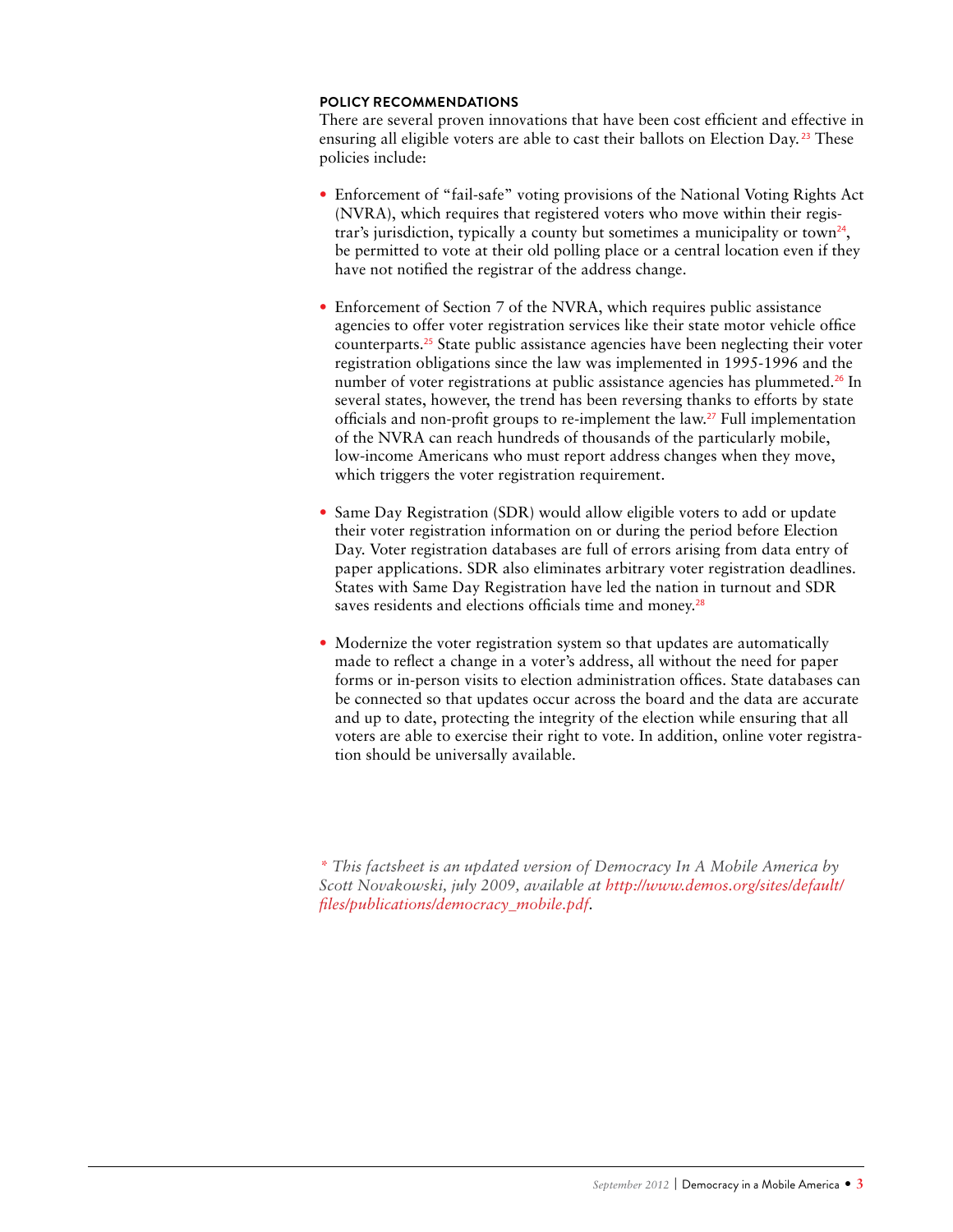**POLICY RECOMMENDATIONS**

There are several proven innovations that have been cost efficient and effective in ensuring all eligible voters are able to cast their ballots on Election Day.[23] These policies include:

- Enforcement of "fail-safe" voting provisions of the National Voting Rights Act (NVRA), which requires that registered voters who move within their registrar's jurisdiction, typically a county but sometimes a municipality or town[24], be permitted to vote at their old polling place or a central location even if they have not notified the registrar of the address change.

- Enforcement of Section 7 of the NVRA, which requires public assistance agencies to offer voter registration services like their state motor vehicle office counterparts.[25] State public assistance agencies have been neglecting their voter registration obligations since the law was implemented in 1995-1996 and the number of voter registrations at public assistance agencies has plummeted.[26] In several states, however, the trend has been reversing thanks to efforts by state officials and non-profit groups to re-implement the law.[27] Full implementation of the NVRA can reach hundreds of thousands of the particularly mobile, low-income Americans who must report address changes when they move, which triggers the voter registration requirement.

- Same Day Registration (SDR) would allow eligible voters to add or update their voter registration information on or during the period before Election Day. Voter registration databases are full of errors arising from data entry of paper applications. SDR also eliminates arbitrary voter registration deadlines. States with Same Day Registration have led the nation in turnout and SDR saves residents and elections officials time and money.[28]

- Modernize the voter registration system so that updates are automatically made to reflect a change in a voter's address, all without the need for paper forms or in-person visits to election administration offices. State databases can be connected so that updates occur across the board and the data are accurate and up to date, protecting the integrity of the election while ensuring that all voters are able to exercise their right to vote. In addition, online voter registration should be universally available.

*\* This factsheet is an updated version of Democracy In A Mobile America by Scott Novakowski, july 2009, available at http://www.demos.org/sites/default/files/publications/democracy_mobile.pdf.*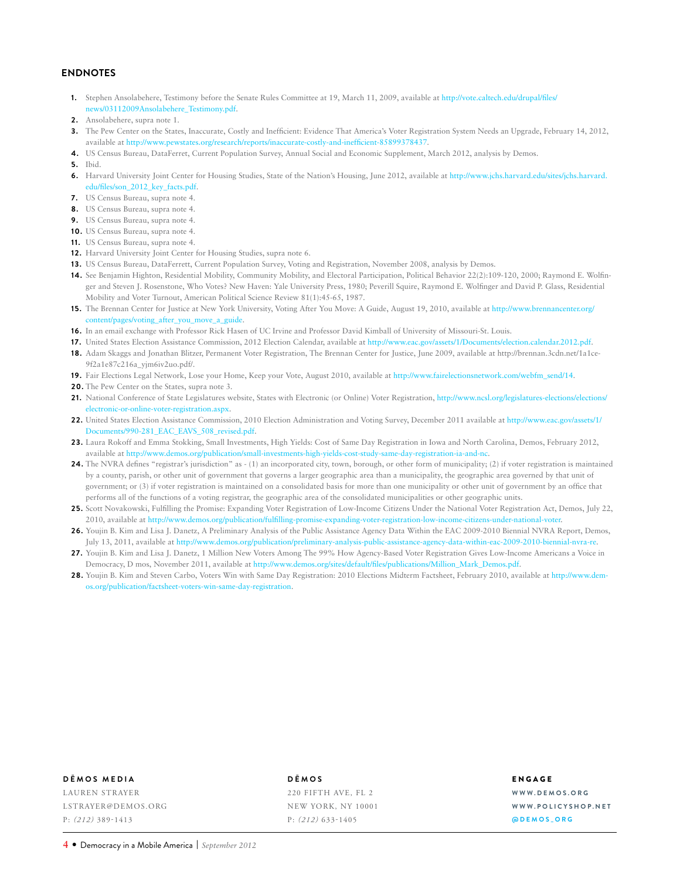## ENDNOTES

1. Stephen Ansolabehere, Testimony before the Senate Rules Committee at 19, March 11, 2009, available at http://vote.caltech.edu/drupal/files/news/03112009Ansolabehere_Testimony.pdf.
2. Ansolabehere, supra note 1.
3. The Pew Center on the States, Inaccurate, Costly and Inefficient: Evidence That America's Voter Registration System Needs an Upgrade, February 14, 2012, available at http://www.pewstates.org/research/reports/inaccurate-costly-and-inefficient-85899378437.
4. US Census Bureau, DataFerret, Current Population Survey, Annual Social and Economic Supplement, March 2012, analysis by Demos.
5. Ibid.
6. Harvard University Joint Center for Housing Studies, State of the Nation's Housing, June 2012, available at http://www.jchs.harvard.edu/sites/jchs.harvard.edu/files/son_2012_key_facts.pdf.
7. US Census Bureau, supra note 4.
8. US Census Bureau, supra note 4.
9. US Census Bureau, supra note 4.
10. US Census Bureau, supra note 4.
11. US Census Bureau, supra note 4.
12. Harvard University Joint Center for Housing Studies, supra note 6.
13. US Census Bureau, DataFerrett, Current Population Survey, Voting and Registration, November 2008, analysis by Demos.
14. See Benjamin Highton, Residential Mobility, Community Mobility, and Electoral Participation, Political Behavior 22(2):109-120, 2000; Raymond E. Wolfinger and Steven J. Rosenstone, Who Votes? New Haven: Yale University Press, 1980; Peverill Squire, Raymond E. Wolfinger and David P. Glass, Residential Mobility and Voter Turnout, American Political Science Review 81(1):45-65, 1987.
15. The Brennan Center for Justice at New York University, Voting After You Move: A Guide, August 19, 2010, available at http://www.brennancenter.org/content/pages/voting_after_you_move_a_guide.
16. In an email exchange with Professor Rick Hasen of UC Irvine and Professor David Kimball of University of Missouri-St. Louis.
17. United States Election Assistance Commission, 2012 Election Calendar, available at http://www.eac.gov/assets/1/Documents/election.calendar.2012.pdf.
18. Adam Skaggs and Jonathan Blitzer, Permanent Voter Registration, The Brennan Center for Justice, June 2009, available at http://brennan.3cdn.net/1a1ce9f2a1e87c216a_yjm6iv2uo.pdf/.
19. Fair Elections Legal Network, Lose your Home, Keep your Vote, August 2010, available at http://www.fairelectionsnetwork.com/webfm_send/14.
20. The Pew Center on the States, supra note 3.
21. National Conference of State Legislatures website, States with Electronic (or Online) Voter Registration, http://www.ncsl.org/legislatures-elections/elections/electronic-or-online-voter-registration.aspx.
22. United States Election Assistance Commission, 2010 Election Administration and Voting Survey, December 2011 available at http://www.eac.gov/assets/1/Documents/990-281_EAC_EAVS_508_revised.pdf.
23. Laura Rokoff and Emma Stokking, Small Investments, High Yields: Cost of Same Day Registration in Iowa and North Carolina, Demos, February 2012, available at http://www.demos.org/publication/small-investments-high-yields-cost-study-same-day-registration-ia-and-nc.
24. The NVRA defines "registrar's jurisdiction" as - (1) an incorporated city, town, borough, or other form of municipality; (2) if voter registration is maintained by a county, parish, or other unit of government that governs a larger geographic area than a municipality, the geographic area governed by that unit of government; or (3) if voter registration is maintained on a consolidated basis for more than one municipality or other unit of government by an office that performs all of the functions of a voting registrar, the geographic area of the consolidated municipalities or other geographic units.
25. Scott Novakowski, Fulfilling the Promise: Expanding Voter Registration of Low-Income Citizens Under the National Voter Registration Act, Demos, July 22, 2010, available at http://www.demos.org/publication/fulfilling-promise-expanding-voter-registration-low-income-citizens-under-national-voter.
26. Youjin B. Kim and Lisa J. Danetz, A Preliminary Analysis of the Public Assistance Agency Data Within the EAC 2009-2010 Biennial NVRA Report, Demos, July 13, 2011, available at http://www.demos.org/publication/preliminary-analysis-public-assistance-agency-data-within-eac-2009-2010-biennial-nvra-re.
27. Youjin B. Kim and Lisa J. Danetz, 1 Million New Voters Among The 99% How Agency-Based Voter Registration Gives Low-Income Americans a Voice in Democracy, D mos, November 2011, available at http://www.demos.org/sites/default/files/publications/Million_Mark_Demos.pdf.
28. Youjin B. Kim and Steven Carbo, Voters Win with Same Day Registration: 2010 Elections Midterm Factsheet, February 2010, available at http://www.demos.org/publication/factsheet-voters-win-same-day-registration.

**DĒMOS MEDIA**
LAUREN STRAYER
LSTRAYER@DEMOS.ORG
P: *(212)* 389-1413

**DĒMOS**
220 FIFTH AVE, FL 2
NEW YORK, NY 10001
P: *(212)* 633-1405

**ENGAGE**
WWW.DEMOS.ORG
WWW.POLICYSHOP.NET
@DEMOS_ORG